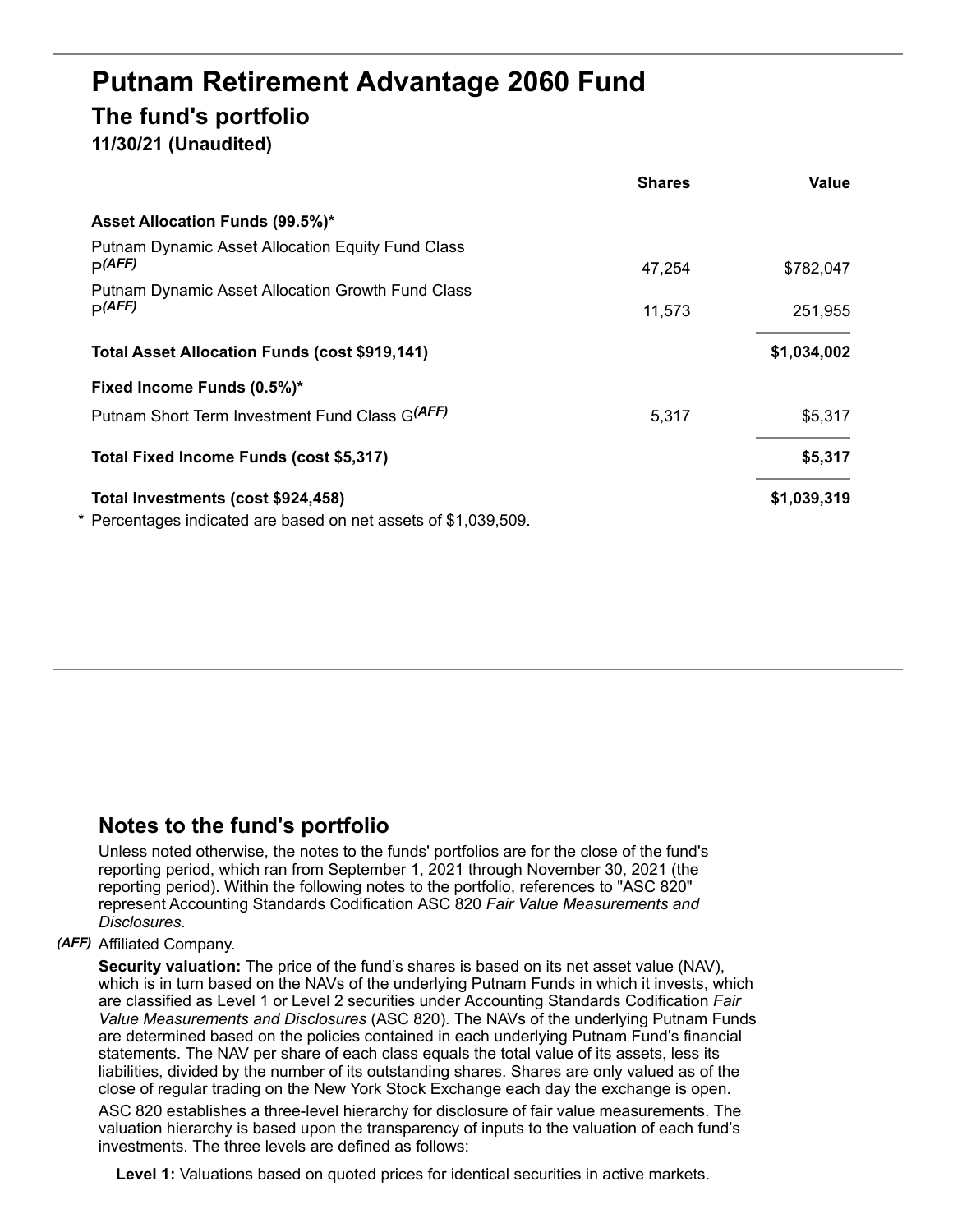# Putnam Retirement Advantage 2060 Fund

## The fund's portfolio

### 11/30/21 (Unaudited)

| | Shares | Value |
|---|---|---|
| **Asset Allocation Funds (99.5%)*** | | |
| Putnam Dynamic Asset Allocation Equity Fund Class P*(AFF)* | 47,254 | $782,047 |
| Putnam Dynamic Asset Allocation Growth Fund Class P*(AFF)* | 11,573 | 251,955 |
| **Total Asset Allocation Funds (cost $919,141)** | | **$1,034,002** |
| **Fixed Income Funds (0.5%)*** | | |
| Putnam Short Term Investment Fund Class G*(AFF)* | 5,317 | $5,317 |
| **Total Fixed Income Funds (cost $5,317)** | | **$5,317** |
| **Total Investments (cost $924,458)** | | **$1,039,319** |

\* Percentages indicated are based on net assets of $1,039,509.

## Notes to the fund's portfolio

Unless noted otherwise, the notes to the funds' portfolios are for the close of the fund's reporting period, which ran from September 1, 2021 through November 30, 2021 (the reporting period). Within the following notes to the portfolio, references to "ASC 820" represent Accounting Standards Codification ASC 820 *Fair Value Measurements and Disclosures*.

*(AFF)* Affiliated Company.

**Security valuation:** The price of the fund's shares is based on its net asset value (NAV), which is in turn based on the NAVs of the underlying Putnam Funds in which it invests, which are classified as Level 1 or Level 2 securities under Accounting Standards Codification *Fair Value Measurements and Disclosures* (ASC 820). The NAVs of the underlying Putnam Funds are determined based on the policies contained in each underlying Putnam Fund's financial statements. The NAV per share of each class equals the total value of its assets, less its liabilities, divided by the number of its outstanding shares. Shares are only valued as of the close of regular trading on the New York Stock Exchange each day the exchange is open.

ASC 820 establishes a three-level hierarchy for disclosure of fair value measurements. The valuation hierarchy is based upon the transparency of inputs to the valuation of each fund's investments. The three levels are defined as follows:

**Level 1:** Valuations based on quoted prices for identical securities in active markets.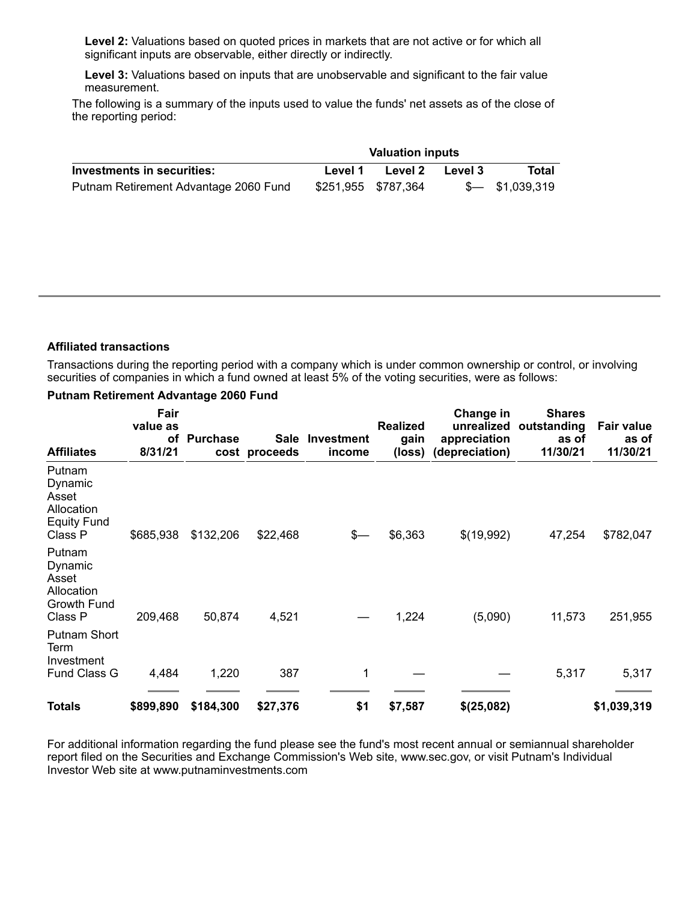**Level 2:** Valuations based on quoted prices in markets that are not active or for which all significant inputs are observable, either directly or indirectly.

**Level 3:** Valuations based on inputs that are unobservable and significant to the fair value measurement.

The following is a summary of the inputs used to value the funds' net assets as of the close of the reporting period:

| | Valuation inputs | | | |
|---|---|---|---|---|
| **Investments in securities:** | **Level 1** | **Level 2** | **Level 3** | **Total** |
| Putnam Retirement Advantage 2060 Fund | $251,955 | $787,364 | $— | $1,039,319 |

### Affiliated transactions

Transactions during the reporting period with a company which is under common ownership or control, or involving securities of companies in which a fund owned at least 5% of the voting securities, were as follows:

**Putnam Retirement Advantage 2060 Fund**

| Affiliates | Fair value as of 8/31/21 | Purchase cost | Sale proceeds | Investment income | Realized gain (loss) | Change in unrealized appreciation (depreciation) | Shares outstanding as of 11/30/21 | Fair value as of 11/30/21 |
|---|---|---|---|---|---|---|---|---|
| Putnam Dynamic Asset Allocation Equity Fund Class P | $685,938 | $132,206 | $22,468 | $— | $6,363 | $(19,992) | 47,254 | $782,047 |
| Putnam Dynamic Asset Allocation Growth Fund Class P | 209,468 | 50,874 | 4,521 | — | 1,224 | (5,090) | 11,573 | 251,955 |
| Putnam Short Term Investment Fund Class G | 4,484 | 1,220 | 387 | 1 | — | — | 5,317 | 5,317 |
| **Totals** | **$899,890** | **$184,300** | **$27,376** | **$1** | **$7,587** | **$(25,082)** | | **$1,039,319** |

For additional information regarding the fund please see the fund's most recent annual or semiannual shareholder report filed on the Securities and Exchange Commission's Web site, www.sec.gov, or visit Putnam's Individual Investor Web site at www.putnaminvestments.com